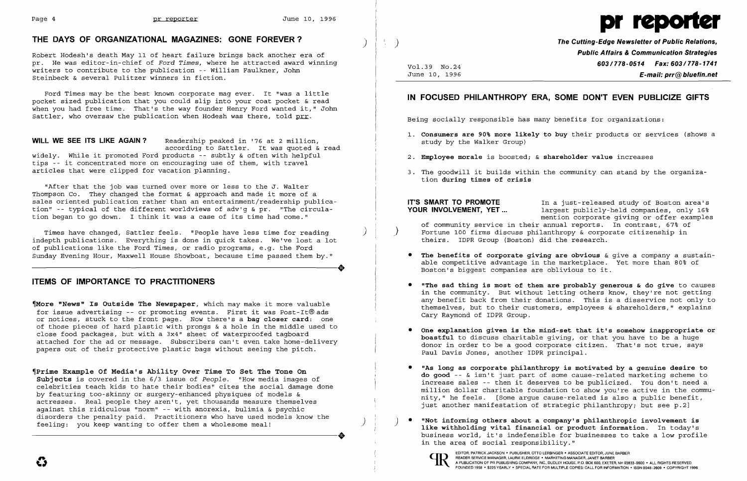## THE DAYS OF ORGANIZATIONAL MAGAZINES: GONE FOREVER ?

Robert Hodesh's death May 11 of heart failure brings back another era of pr. He was editor-in-chief of *Ford Times*, where he attracted award winning writers to contribute to the publication -- William Faulkner, John Steinbeck & several Pulitzer winners in fiction.

Ford Times may be the best known corporate mag ever. It "was a little pocket sized publication that you could slip into your coat pocket & read when you had free time. That's the way founder Henry Ford wanted it," John Sattler, who oversaw the publication when Hodesh was there, told prr.

**WILL WE SEE ITS LIKE AGAIN ?** Readership peaked in '76 at 2 million, according to Sattler. It was quoted & read widely. While it promoted Ford products -- subtly & often with helpful tips -- it concentrated more on encouraging use of them, with travel articles that were clipped for vacation planning.

"After that the job was turned over more or less to the J. Walter Thompson Co. They changed the format & approach and made it more of a sales oriented publication rather than an entertainment/readership publication" -- typical of the different worldviews of adv'g & pr. "The circulation began to go down. I think it was a case of its time had come."

Times have changed, Sattler feels. "People have less time for reading indepth publications. Everything is done in quick takes. We've lost a lot of publications like the Ford Times, or radio programs, e.g. the Ford Sunday Evening Hour, Maxwell House Showboat, because time passed them by."

## ITEMS OF IMPORTANCE TO PRACTITIONERS

¶**More "News" Is Outside The Newspaper**, which may make it more valuable for issue advertising -- or promoting events. First it was Post-It® ads or notices, stuck to the front page. Now there's a **bag closer card**: one of those pieces of hard plastic with prongs & a hole in the middle used to close food packages, but with a 3x4" sheet of waterproofed tagboard attached for the ad or message. Subscribers can't even take home-delivery papers out of their protective plastic bags without seeing the pitch.

¶**Prime Example Of Media's Ability Over Time To Set The Tone On Subjects** is covered in the 6/3 issue of *People*. "How media images of celebrities teach kids to hate their bodies" cites the social damage done by featuring too-skinny or surgery-enhanced physiques of models & actresses. Real people they aren't, yet thousands measure themselves against this ridiculous "norm" -- with anorexia, bulimia & psychic disorders the penalty paid. Practitioners who have used models know the feeling: you keep wanting to offer them a wholesome meal!

# pr reporter

**The Cutting-Edge Newsletter of Public Relations, Public Affairs & Communication Strategies**
**603/778-0514 Fax: 603/778-1741**
**E-mail: prr@bluefin.net**

Vol.39 No.24
June 10, 1996

## IN FOCUSED PHILANTHROPY ERA, SOME DON'T EVEN PUBLICIZE GIFTS

Being socially responsible has many benefits for organizations:

1. **Consumers are 90% more likely to buy** their products or services (shows a study by the Walker Group)
2. **Employee morale** is boosted; & **shareholder value** increases
3. The goodwill it builds within the community can stand by the organization **during times of crisis**

**IT'S SMART TO PROMOTE YOUR INVOLVEMENT, YET ...** In a just-released study of Boston area's largest publicly-held companies, only 16% mention corporate giving or offer examples of community service in their annual reports. In contrast, 67% of Fortune 100 firms discuss philanthropy & corporate citizenship in theirs. IDPR Group (Boston) did the research.

- **The benefits of corporate giving are obvious** & give a company a sustainable competitive advantage in the marketplace. Yet more than 80% of Boston's biggest companies are oblivious to it.
- **"The sad thing is most of them are probably generous & do give** to causes in the community. But without letting others know, they're not getting any benefit back from their donations. This is a disservice not only to themselves, but to their customers, employees & shareholders," explains Cary Raymond of IDPR Group.
- **One explanation given is the mind-set that it's somehow inappropriate or boastful** to discuss charitable giving, or that you have to be a huge donor in order to be a good corporate citizen. That's not true, says Paul Davis Jones, another IDPR principal.
- **"As long as corporate philanthropy is motivated by a genuine desire to do good** -- & isn't just part of some cause-related marketing scheme to increase sales -- then it deserves to be publicized. You don't need a million dollar charitable foundation to show you're active in the community," he feels. [Some argue cause-related is also a public benefit, just another manifestation of strategic philanthropy; but see p.2]
- **"Not informing others about a company's philanthropic involvement is like withholding vital financial or product information.** In today's business world, it's indefensible for businesses to take a low profile in the area of social responsibility."

EDITOR, PATRICK JACKSON • PUBLISHER, OTTO LERBINGER • ASSOCIATE EDITOR, JUNE BARBER
READER SERVICE MANAGER, LAURIE ELDRIDGE • MARKETING MANAGER, JANET BARBER
A PUBLICATION OF PR PUBLISHING COMPANY, INC., DUDLEY HOUSE, P.O. BOX 600, EXETER, NH 03833-0600 • ALL RIGHTS RESERVED
FOUNDED 1958 • $225 YEARLY • SPECIAL RATE FOR MULTIPLE COPIES: CALL FOR INFORMATION • ISSN 0048-2609 • COPYRIGHT 1996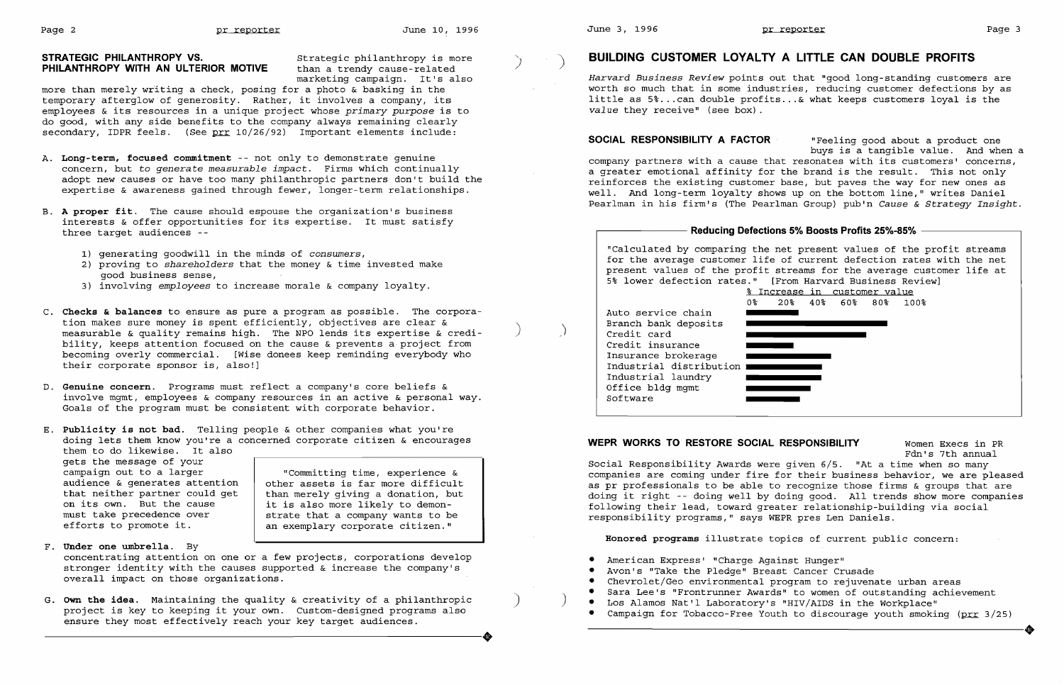## STRATEGIC PHILANTHROPY VS. PHILANTHROPY WITH AN ULTERIOR MOTIVE

Strategic philanthropy is more than a trendy cause-related marketing campaign. It's also more than merely writing a check, posing for a photo & basking in the temporary afterglow of generosity. Rather, it involves a company, its employees & its resources in a unique project whose *primary purpose* is to do good, with any side benefits to the company always remaining clearly secondary, IDPR feels. (See prr 10/26/92) Important elements include:

A. **Long-term, focused commitment** -- not only to demonstrate genuine concern, but *to generate measurable impact*. Firms which continually adopt new causes or have too many philanthropic partners don't build the expertise & awareness gained through fewer, longer-term relationships.

B. **A proper fit**. The cause should espouse the organization's business interests & offer opportunities for its expertise. It must satisfy three target audiences --

1) generating goodwill in the minds of *consumers*,
2) proving to *shareholders* that the money & time invested make good business sense,
3) involving *employees* to increase morale & company loyalty.

C. **Checks & balances** to ensure as pure a program as possible. The corporation makes sure money is spent efficiently, objectives are clear & measurable & quality remains high. The NPO lends its expertise & credibility, keeps attention focused on the cause & prevents a project from becoming overly commercial. [Wise donees keep reminding everybody who their corporate sponsor is, also!]

D. **Genuine concern**. Programs must reflect a company's core beliefs & involve mgmt, employees & company resources in an active & personal way. Goals of the program must be consistent with corporate behavior.

E. **Publicity is not bad**. Telling people & other companies what you're doing lets them know you're a concerned corporate citizen & encourages them to do likewise. It also gets the message of your campaign out to a larger audience & generates attention that neither partner could get on its own. But the cause must take precedence over efforts to promote it.

> "Committing time, experience & other assets is far more difficult than merely giving a donation, but it is also more likely to demonstrate that a company wants to be an exemplary corporate citizen."

F. **Under one umbrella**. By concentrating attention on one or a few projects, corporations develop stronger identity with the causes supported & increase the company's overall impact on those organizations.

G. **Own the idea**. Maintaining the quality & creativity of a philanthropic project is key to keeping it your own. Custom-designed programs also ensure they most effectively reach your key target audiences.

## BUILDING CUSTOMER LOYALTY A LITTLE CAN DOUBLE PROFITS

*Harvard Business Review* points out that "good long-standing customers are worth so much that in some industries, reducing customer defections by as little as 5%...can double profits...& what keeps customers loyal is the *value* they receive" (see box).

**SOCIAL RESPONSIBILITY A FACTOR** "Feeling good about a product one buys is a tangible value. And when a company partners with a cause that resonates with its customers' concerns, a greater emotional affinity for the brand is the result. This not only reinforces the existing customer base, but paves the way for new ones as well. And long-term loyalty shows up on the bottom line," writes Daniel Pearlman in his firm's (The Pearlman Group) pub'n *Cause & Strategy Insight*.

**Reducing Defections 5% Boosts Profits 25%-85%**

"Calculated by comparing the net present values of the profit streams for the average customer life of current defection rates with the net present values of the profit streams for the average customer life at 5% lower defection rates." [From Harvard Business Review]

% Increase in customer value

0% 20% 40% 60% 80% 100%

Auto service chain
Branch bank deposits
Credit card
Credit insurance
Insurance brokerage
Industrial distribution
Industrial laundry
Office bldg mgmt
Software

## WEPR WORKS TO RESTORE SOCIAL RESPONSIBILITY

Women Execs in PR Fdn's 7th annual Social Responsibility Awards were given 6/5. "At a time when so many companies are coming under fire for their business behavior, we are pleased as pr professionals to be able to recognize those firms & groups that are doing it right -- doing well by doing good. All trends show more companies following their lead, toward greater relationship-building via social responsibility programs," says WEPR pres Len Daniels.

**Honored programs** illustrate topics of current public concern:

- American Express' "Charge Against Hunger"
- Avon's "Take the Pledge" Breast Cancer Crusade
- Chevrolet/Geo environmental program to rejuvenate urban areas
- Sara Lee's "Frontrunner Awards" to women of outstanding achievement
- Los Alamos Nat'l Laboratory's "HIV/AIDS in the Workplace"
- Campaign for Tobacco-Free Youth to discourage youth smoking (prr 3/25)